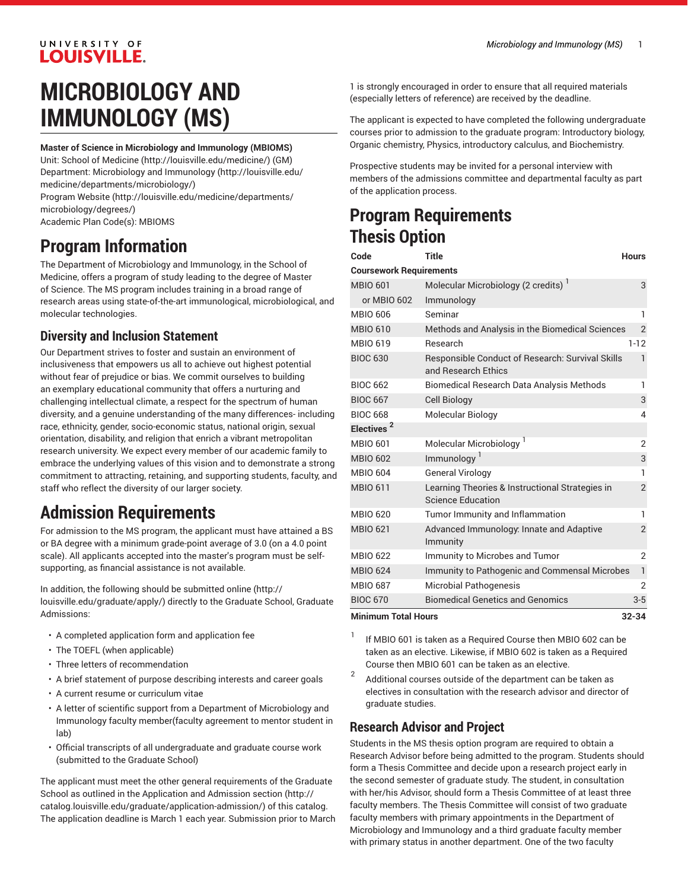# MICROBIOLOGY AND IMMUNOLOGY (MS)

**Master of Science in Microbiology and Immunology (MBIOMS)**
Unit: School of Medicine (http://louisville.edu/medicine/) (GM)
Department: Microbiology and Immunology (http://louisville.edu/medicine/departments/microbiology/)
Program Website (http://louisville.edu/medicine/departments/microbiology/degrees/)
Academic Plan Code(s): MBIOMS

## Program Information

The Department of Microbiology and Immunology, in the School of Medicine, offers a program of study leading to the degree of Master of Science. The MS program includes training in a broad range of research areas using state-of-the-art immunological, microbiological, and molecular technologies.

### Diversity and Inclusion Statement

Our Department strives to foster and sustain an environment of inclusiveness that empowers us all to achieve out highest potential without fear of prejudice or bias. We commit ourselves to building an exemplary educational community that offers a nurturing and challenging intellectual climate, a respect for the spectrum of human diversity, and a genuine understanding of the many differences- including race, ethnicity, gender, socio-economic status, national origin, sexual orientation, disability, and religion that enrich a vibrant metropolitan research university. We expect every member of our academic family to embrace the underlying values of this vision and to demonstrate a strong commitment to attracting, retaining, and supporting students, faculty, and staff who reflect the diversity of our larger society.

## Admission Requirements

For admission to the MS program, the applicant must have attained a BS or BA degree with a minimum grade-point average of 3.0 (on a 4.0 point scale). All applicants accepted into the master's program must be self-supporting, as financial assistance is not available.

In addition, the following should be submitted online (http://louisville.edu/graduate/apply/) directly to the Graduate School, Graduate Admissions:

- A completed application form and application fee
- The TOEFL (when applicable)
- Three letters of recommendation
- A brief statement of purpose describing interests and career goals
- A current resume or curriculum vitae
- A letter of scientific support from a Department of Microbiology and Immunology faculty member(faculty agreement to mentor student in lab)
- Official transcripts of all undergraduate and graduate course work (submitted to the Graduate School)

The applicant must meet the other general requirements of the Graduate School as outlined in the Application and Admission section (http://catalog.louisville.edu/graduate/application-admission/) of this catalog. The application deadline is March 1 each year. Submission prior to March 1 is strongly encouraged in order to ensure that all required materials (especially letters of reference) are received by the deadline.

The applicant is expected to have completed the following undergraduate courses prior to admission to the graduate program: Introductory biology, Organic chemistry, Physics, introductory calculus, and Biochemistry.

Prospective students may be invited for a personal interview with members of the admissions committee and departmental faculty as part of the application process.

## Program Requirements

## Thesis Option

| Code | Title | Hours |
|---|---|---|
| **Coursework Requirements** | | |
| MBIO 601 | Molecular Microbiology (2 credits) [1] | 3 |
| or MBIO 602 | Immunology | |
| MBIO 606 | Seminar | 1 |
| MBIO 610 | Methods and Analysis in the Biomedical Sciences | 2 |
| MBIO 619 | Research | 1-12 |
| BIOC 630 | Responsible Conduct of Research: Survival Skills and Research Ethics | 1 |
| BIOC 662 | Biomedical Research Data Analysis Methods | 1 |
| BIOC 667 | Cell Biology | 3 |
| BIOC 668 | Molecular Biology | 4 |
| **Electives** [2] | | |
| MBIO 601 | Molecular Microbiology [1] | 2 |
| MBIO 602 | Immunology [1] | 3 |
| MBIO 604 | General Virology | 1 |
| MBIO 611 | Learning Theories & Instructional Strategies in Science Education | 2 |
| MBIO 620 | Tumor Immunity and Inflammation | 1 |
| MBIO 621 | Advanced Immunology: Innate and Adaptive Immunity | 2 |
| MBIO 622 | Immunity to Microbes and Tumor | 2 |
| MBIO 624 | Immunity to Pathogenic and Commensal Microbes | 1 |
| MBIO 687 | Microbial Pathogenesis | 2 |
| BIOC 670 | Biomedical Genetics and Genomics | 3-5 |
| **Minimum Total Hours** | | **32-34** |

1. If MBIO 601 is taken as a Required Course then MBIO 602 can be taken as an elective. Likewise, if MBIO 602 is taken as a Required Course then MBIO 601 can be taken as an elective.
2. Additional courses outside of the department can be taken as electives in consultation with the research advisor and director of graduate studies.

### Research Advisor and Project

Students in the MS thesis option program are required to obtain a Research Advisor before being admitted to the program. Students should form a Thesis Committee and decide upon a research project early in the second semester of graduate study. The student, in consultation with her/his Advisor, should form a Thesis Committee of at least three faculty members. The Thesis Committee will consist of two graduate faculty members with primary appointments in the Department of Microbiology and Immunology and a third graduate faculty member with primary status in another department. One of the two faculty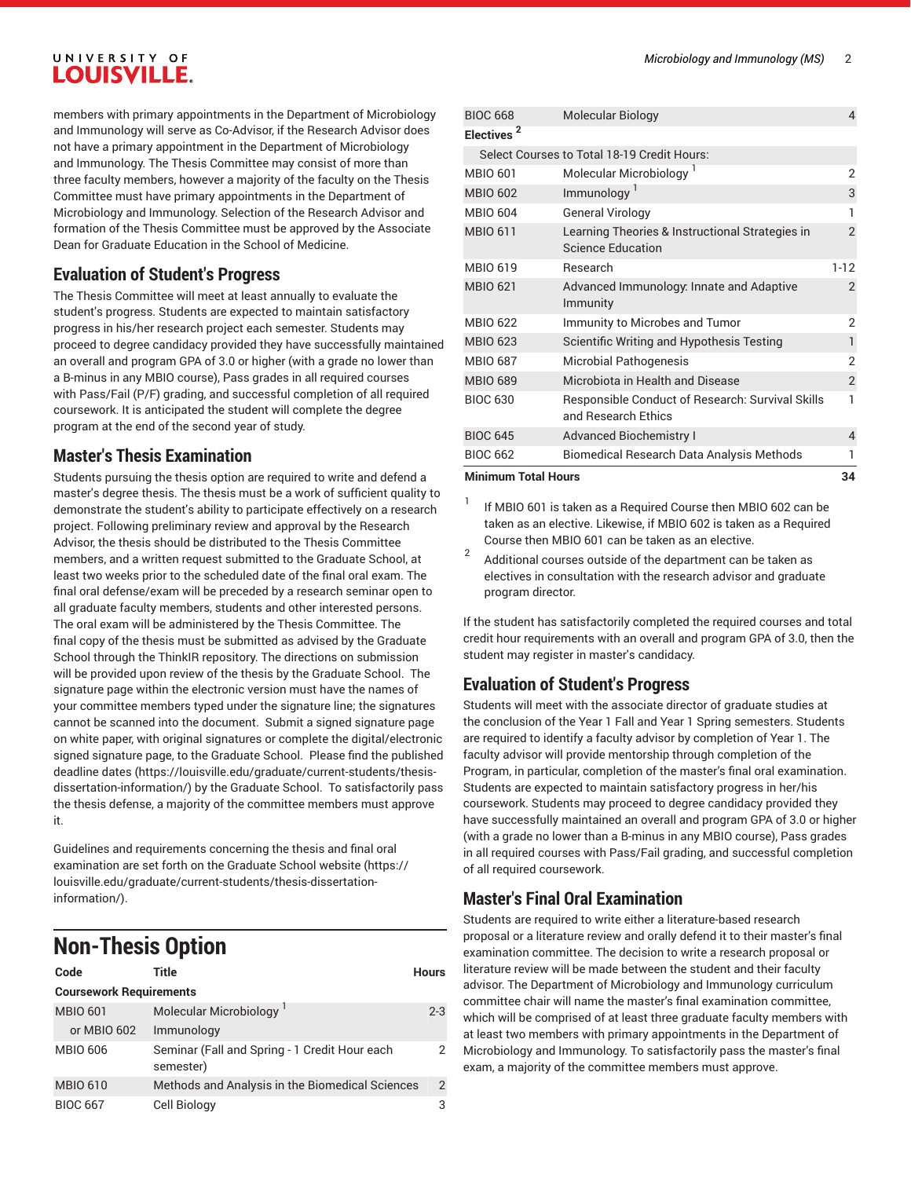members with primary appointments in the Department of Microbiology and Immunology will serve as Co-Advisor, if the Research Advisor does not have a primary appointment in the Department of Microbiology and Immunology. The Thesis Committee may consist of more than three faculty members, however a majority of the faculty on the Thesis Committee must have primary appointments in the Department of Microbiology and Immunology. Selection of the Research Advisor and formation of the Thesis Committee must be approved by the Associate Dean for Graduate Education in the School of Medicine.

## Evaluation of Student's Progress

The Thesis Committee will meet at least annually to evaluate the student's progress. Students are expected to maintain satisfactory progress in his/her research project each semester. Students may proceed to degree candidacy provided they have successfully maintained an overall and program GPA of 3.0 or higher (with a grade no lower than a B-minus in any MBIO course), Pass grades in all required courses with Pass/Fail (P/F) grading, and successful completion of all required coursework. It is anticipated the student will complete the degree program at the end of the second year of study.

## Master's Thesis Examination

Students pursuing the thesis option are required to write and defend a master's degree thesis. The thesis must be a work of sufficient quality to demonstrate the student's ability to participate effectively on a research project. Following preliminary review and approval by the Research Advisor, the thesis should be distributed to the Thesis Committee members, and a written request submitted to the Graduate School, at least two weeks prior to the scheduled date of the final oral exam. The final oral defense/exam will be preceded by a research seminar open to all graduate faculty members, students and other interested persons. The oral exam will be administered by the Thesis Committee. The final copy of the thesis must be submitted as advised by the Graduate School through the ThinkIR repository. The directions on submission will be provided upon review of the thesis by the Graduate School. The signature page within the electronic version must have the names of your committee members typed under the signature line; the signatures cannot be scanned into the document. Submit a signed signature page on white paper, with original signatures or complete the digital/electronic signed signature page, to the Graduate School. Please find the published deadline dates (https://louisville.edu/graduate/current-students/thesis-dissertation-information/) by the Graduate School. To satisfactorily pass the thesis defense, a majority of the committee members must approve it.

Guidelines and requirements concerning the thesis and final oral examination are set forth on the Graduate School website (https://louisville.edu/graduate/current-students/thesis-dissertation-information/).

# Non-Thesis Option

| Code | Title | Hours |
|---|---|---|
| **Coursework Requirements** | | |
| MBIO 601 | Molecular Microbiology [1] | 2-3 |
| or MBIO 602 | Immunology | |
| MBIO 606 | Seminar (Fall and Spring - 1 Credit Hour each semester) | 2 |
| MBIO 610 | Methods and Analysis in the Biomedical Sciences | 2 |
| BIOC 667 | Cell Biology | 3 |
| BIOC 668 | Molecular Biology | 4 |
| **Electives** [2] | | |
| Select Courses to Total 18-19 Credit Hours: | | |
| MBIO 601 | Molecular Microbiology [1] | 2 |
| MBIO 602 | Immunology [1] | 3 |
| MBIO 604 | General Virology | 1 |
| MBIO 611 | Learning Theories & Instructional Strategies in Science Education | 2 |
| MBIO 619 | Research | 1-12 |
| MBIO 621 | Advanced Immunology: Innate and Adaptive Immunity | 2 |
| MBIO 622 | Immunity to Microbes and Tumor | 2 |
| MBIO 623 | Scientific Writing and Hypothesis Testing | 1 |
| MBIO 687 | Microbial Pathogenesis | 2 |
| MBIO 689 | Microbiota in Health and Disease | 2 |
| BIOC 630 | Responsible Conduct of Research: Survival Skills and Research Ethics | 1 |
| BIOC 645 | Advanced Biochemistry I | 4 |
| BIOC 662 | Biomedical Research Data Analysis Methods | 1 |
| **Minimum Total Hours** | | **34** |

1. If MBIO 601 is taken as a Required Course then MBIO 602 can be taken as an elective. Likewise, if MBIO 602 is taken as a Required Course then MBIO 601 can be taken as an elective.
2. Additional courses outside of the department can be taken as electives in consultation with the research advisor and graduate program director.

If the student has satisfactorily completed the required courses and total credit hour requirements with an overall and program GPA of 3.0, then the student may register in master's candidacy.

## Evaluation of Student's Progress

Students will meet with the associate director of graduate studies at the conclusion of the Year 1 Fall and Year 1 Spring semesters. Students are required to identify a faculty advisor by completion of Year 1. The faculty advisor will provide mentorship through completion of the Program, in particular, completion of the master's final oral examination. Students are expected to maintain satisfactory progress in her/his coursework. Students may proceed to degree candidacy provided they have successfully maintained an overall and program GPA of 3.0 or higher (with a grade no lower than a B-minus in any MBIO course), Pass grades in all required courses with Pass/Fail grading, and successful completion of all required coursework.

## Master's Final Oral Examination

Students are required to write either a literature-based research proposal or a literature review and orally defend it to their master's final examination committee. The decision to write a research proposal or literature review will be made between the student and their faculty advisor. The Department of Microbiology and Immunology curriculum committee chair will name the master's final examination committee, which will be comprised of at least three graduate faculty members with at least two members with primary appointments in the Department of Microbiology and Immunology. To satisfactorily pass the master's final exam, a majority of the committee members must approve.